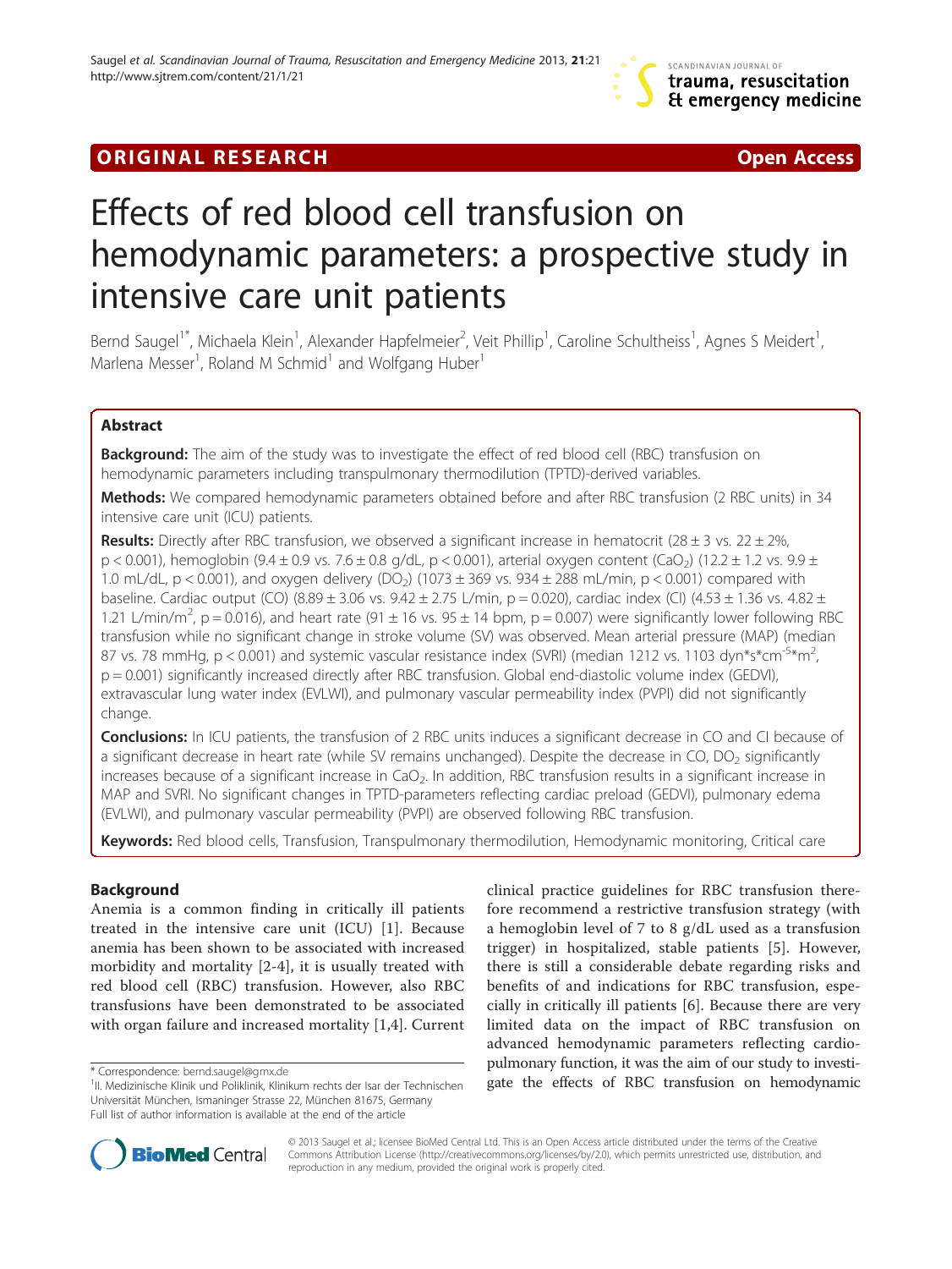ORIGINAL RESEARCH

Open Access

# Effects of red blood cell transfusion on hemodynamic parameters: a prospective study in intensive care unit patients

Bernd Saugel[1*], Michaela Klein[1], Alexander Hapfelmeier[2], Veit Phillip[1], Caroline Schultheiss[1], Agnes S Meidert[1], Marlena Messer[1], Roland M Schmid[1] and Wolfgang Huber[1]

## Abstract

**Background:** The aim of the study was to investigate the effect of red blood cell (RBC) transfusion on hemodynamic parameters including transpulmonary thermodilution (TPTD)-derived variables.

**Methods:** We compared hemodynamic parameters obtained before and after RBC transfusion (2 RBC units) in 34 intensive care unit (ICU) patients.

**Results:** Directly after RBC transfusion, we observed a significant increase in hematocrit (28 ± 3 vs. 22 ± 2%, $p < 0.001$), hemoglobin (9.4 ± 0.9 vs. 7.6 ± 0.8 g/dL, $p < 0.001$), arterial oxygen content ($CaO_2$) (12.2 ± 1.2 vs. 9.9 ± 1.0 mL/dL, $p < 0.001$), and oxygen delivery ($DO_2$) (1073 ± 369 vs. 934 ± 288 mL/min, $p < 0.001$) compared with baseline. Cardiac output (CO) (8.89 ± 3.06 vs. 9.42 ± 2.75 L/min, $p = 0.020$), cardiac index (CI) (4.53 ± 1.36 vs. 4.82 ± 1.21 L/min/m$^2$, $p = 0.016$), and heart rate (91 ± 16 vs. 95 ± 14 bpm, $p = 0.007$) were significantly lower following RBC transfusion while no significant change in stroke volume (SV) was observed. Mean arterial pressure (MAP) (median 87 vs. 78 mmHg, $p < 0.001$) and systemic vascular resistance index (SVRI) (median 1212 vs. 1103 dyn\*s\*cm$^{-5}$\*m$^2$, $p = 0.001$) significantly increased directly after RBC transfusion. Global end-diastolic volume index (GEDVI), extravascular lung water index (EVLWI), and pulmonary vascular permeability index (PVPI) did not significantly change.

**Conclusions:** In ICU patients, the transfusion of 2 RBC units induces a significant decrease in CO and CI because of a significant decrease in heart rate (while SV remains unchanged). Despite the decrease in CO, $DO_2$ significantly increases because of a significant increase in $CaO_2$. In addition, RBC transfusion results in a significant increase in MAP and SVRI. No significant changes in TPTD-parameters reflecting cardiac preload (GEDVI), pulmonary edema (EVLWI), and pulmonary vascular permeability (PVPI) are observed following RBC transfusion.

**Keywords:** Red blood cells, Transfusion, Transpulmonary thermodilution, Hemodynamic monitoring, Critical care

## Background

Anemia is a common finding in critically ill patients treated in the intensive care unit (ICU) [1]. Because anemia has been shown to be associated with increased morbidity and mortality [2-4], it is usually treated with red blood cell (RBC) transfusion. However, also RBC transfusions have been demonstrated to be associated with organ failure and increased mortality [1,4]. Current clinical practice guidelines for RBC transfusion therefore recommend a restrictive transfusion strategy (with a hemoglobin level of 7 to 8 g/dL used as a transfusion trigger) in hospitalized, stable patients [5]. However, there is still a considerable debate regarding risks and benefits of and indications for RBC transfusion, especially in critically ill patients [6]. Because there are very limited data on the impact of RBC transfusion on advanced hemodynamic parameters reflecting cardiopulmonary function, it was the aim of our study to investigate the effects of RBC transfusion on hemodynamic

\* Correspondence: bernd.saugel@gmx.de
[1]II. Medizinische Klinik und Poliklinik, Klinikum rechts der Isar der Technischen Universität München, Ismaninger Strasse 22, München 81675, Germany
Full list of author information is available at the end of the article

© 2013 Saugel et al.; licensee BioMed Central Ltd. This is an Open Access article distributed under the terms of the Creative Commons Attribution License (http://creativecommons.org/licenses/by/2.0), which permits unrestricted use, distribution, and reproduction in any medium, provided the original work is properly cited.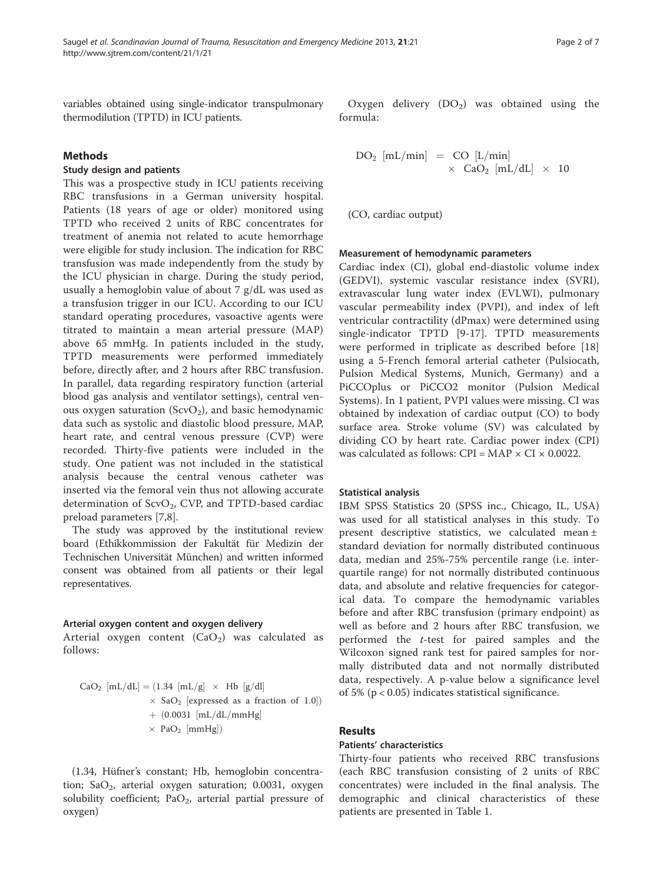variables obtained using single-indicator transpulmonary thermodilution (TPTD) in ICU patients.

## Methods

### Study design and patients

This was a prospective study in ICU patients receiving RBC transfusions in a German university hospital. Patients (18 years of age or older) monitored using TPTD who received 2 units of RBC concentrates for treatment of anemia not related to acute hemorrhage were eligible for study inclusion. The indication for RBC transfusion was made independently from the study by the ICU physician in charge. During the study period, usually a hemoglobin value of about 7 g/dL was used as a transfusion trigger in our ICU. According to our ICU standard operating procedures, vasoactive agents were titrated to maintain a mean arterial pressure (MAP) above 65 mmHg. In patients included in the study, TPTD measurements were performed immediately before, directly after, and 2 hours after RBC transfusion. In parallel, data regarding respiratory function (arterial blood gas analysis and ventilator settings), central venous oxygen saturation ($ScvO_2$), and basic hemodynamic data such as systolic and diastolic blood pressure, MAP, heart rate, and central venous pressure (CVP) were recorded. Thirty-five patients were included in the study. One patient was not included in the statistical analysis because the central venous catheter was inserted via the femoral vein thus not allowing accurate determination of $ScvO_2$, CVP, and TPTD-based cardiac preload parameters [7,8].

The study was approved by the institutional review board (Ethikkommission der Fakultät für Medizin der Technischen Universität München) and written informed consent was obtained from all patients or their legal representatives.

### Arterial oxygen content and oxygen delivery

Arterial oxygen content ($CaO_2$) was calculated as follows:

$$CaO_2\ [\text{mL/dL}] = (1.34\ [\text{mL/g}] \times \text{Hb}\ [\text{g/dl}] \times SaO_2\ [\text{expressed as a fraction of 1.0}]) + (0.0031\ [\text{mL/dL/mmHg}] \times PaO_2\ [\text{mmHg}])$$

(1.34, Hüfner's constant; Hb, hemoglobin concentration; $SaO_2$, arterial oxygen saturation; 0.0031, oxygen solubility coefficient; $PaO_2$, arterial partial pressure of oxygen)

Oxygen delivery ($DO_2$) was obtained using the formula:

$$DO_2\ [\text{mL/min}] = CO\ [\text{L/min}] \times CaO_2\ [\text{mL/dL}] \times 10$$

(CO, cardiac output)

### Measurement of hemodynamic parameters

Cardiac index (CI), global end-diastolic volume index (GEDVI), systemic vascular resistance index (SVRI), extravascular lung water index (EVLWI), pulmonary vascular permeability index (PVPI), and index of left ventricular contractility (dPmax) were determined using single-indicator TPTD [9-17]. TPTD measurements were performed in triplicate as described before [18] using a 5-French femoral arterial catheter (Pulsiocath, Pulsion Medical Systems, Munich, Germany) and a PiCCOplus or PiCCO2 monitor (Pulsion Medical Systems). In 1 patient, PVPI values were missing. CI was obtained by indexation of cardiac output (CO) to body surface area. Stroke volume (SV) was calculated by dividing CO by heart rate. Cardiac power index (CPI) was calculated as follows: CPI = MAP × CI × 0.0022.

### Statistical analysis

IBM SPSS Statistics 20 (SPSS inc., Chicago, IL, USA) was used for all statistical analyses in this study. To present descriptive statistics, we calculated mean ± standard deviation for normally distributed continuous data, median and 25%-75% percentile range (i.e. interquartile range) for not normally distributed continuous data, and absolute and relative frequencies for categorical data. To compare the hemodynamic variables before and after RBC transfusion (primary endpoint) as well as before and 2 hours after RBC transfusion, we performed the *t*-test for paired samples and the Wilcoxon signed rank test for paired samples for normally distributed data and not normally distributed data, respectively. A p-value below a significance level of 5% ($p < 0.05$) indicates statistical significance.

## Results

### Patients' characteristics

Thirty-four patients who received RBC transfusions (each RBC transfusion consisting of 2 units of RBC concentrates) were included in the final analysis. The demographic and clinical characteristics of these patients are presented in Table 1.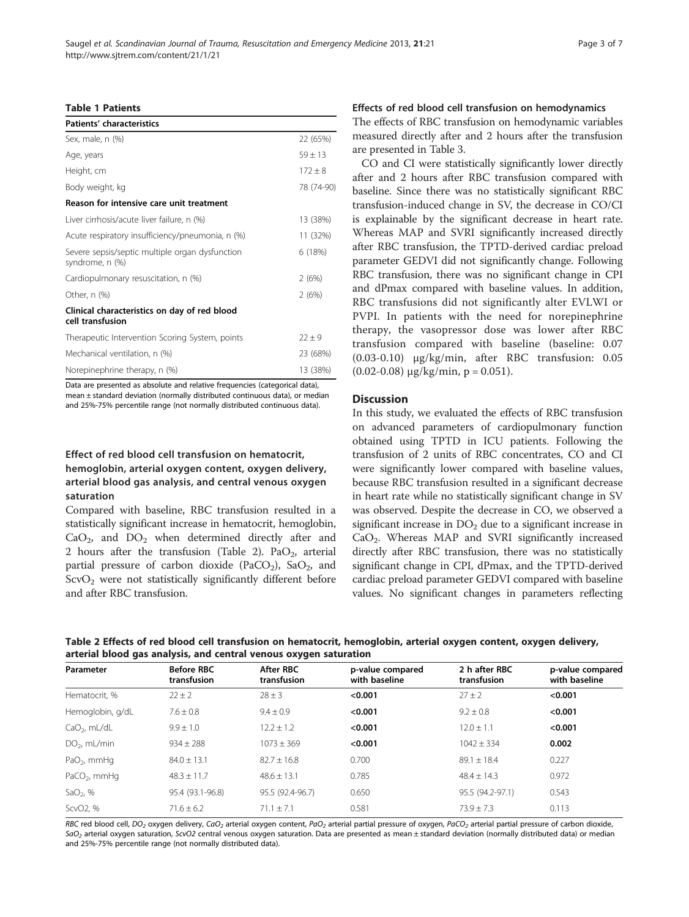**Table 1 Patients**

| Patients' characteristics | |
|---|---|
| Sex, male, n (%) | 22 (65%) |
| Age, years | 59 ± 13 |
| Height, cm | 172 ± 8 |
| Body weight, kg | 78 (74-90) |
| **Reason for intensive care unit treatment** | |
| Liver cirrhosis/acute liver failure, n (%) | 13 (38%) |
| Acute respiratory insufficiency/pneumonia, n (%) | 11 (32%) |
| Severe sepsis/septic multiple organ dysfunction syndrome, n (%) | 6 (18%) |
| Cardiopulmonary resuscitation, n (%) | 2 (6%) |
| Other, n (%) | 2 (6%) |
| **Clinical characteristics on day of red blood cell transfusion** | |
| Therapeutic Intervention Scoring System, points | 22 ± 9 |
| Mechanical ventilation, n (%) | 23 (68%) |
| Norepinephrine therapy, n (%) | 13 (38%) |

Data are presented as absolute and relative frequencies (categorical data), mean ± standard deviation (normally distributed continuous data), or median and 25%-75% percentile range (not normally distributed continuous data).

### Effect of red blood cell transfusion on hematocrit, hemoglobin, arterial oxygen content, oxygen delivery, arterial blood gas analysis, and central venous oxygen saturation

Compared with baseline, RBC transfusion resulted in a statistically significant increase in hematocrit, hemoglobin, $CaO_2$, and $DO_2$ when determined directly after and 2 hours after the transfusion (Table 2). $PaO_2$, arterial partial pressure of carbon dioxide ($PaCO_2$), $SaO_2$, and $ScvO_2$ were not statistically significantly different before and after RBC transfusion.

### Effects of red blood cell transfusion on hemodynamics

The effects of RBC transfusion on hemodynamic variables measured directly after and 2 hours after the transfusion are presented in Table 3.

CO and CI were statistically significantly lower directly after and 2 hours after RBC transfusion compared with baseline. Since there was no statistically significant RBC transfusion-induced change in SV, the decrease in CO/CI is explainable by the significant decrease in heart rate. Whereas MAP and SVRI significantly increased directly after RBC transfusion, the TPTD-derived cardiac preload parameter GEDVI did not significantly change. Following RBC transfusion, there was no significant change in CPI and dPmax compared with baseline values. In addition, RBC transfusions did not significantly alter EVLWI or PVPI. In patients with the need for norepinephrine therapy, the vasopressor dose was lower after RBC transfusion compared with baseline (baseline: 0.07 (0.03-0.10) μg/kg/min, after RBC transfusion: 0.05 (0.02-0.08) μg/kg/min, $p = 0.051$).

## Discussion

In this study, we evaluated the effects of RBC transfusion on advanced parameters of cardiopulmonary function obtained using TPTD in ICU patients. Following the transfusion of 2 units of RBC concentrates, CO and CI were significantly lower compared with baseline values, because RBC transfusion resulted in a significant decrease in heart rate while no statistically significant change in SV was observed. Despite the decrease in CO, we observed a significant increase in $DO_2$ due to a significant increase in $CaO_2$. Whereas MAP and SVRI significantly increased directly after RBC transfusion, there was no statistically significant change in CPI, dPmax, and the TPTD-derived cardiac preload parameter GEDVI compared with baseline values. No significant changes in parameters reflecting

**Table 2 Effects of red blood cell transfusion on hematocrit, hemoglobin, arterial oxygen content, oxygen delivery, arterial blood gas analysis, and central venous oxygen saturation**

| Parameter | Before RBC transfusion | After RBC transfusion | p-value compared with baseline | 2 h after RBC transfusion | p-value compared with baseline |
|---|---|---|---|---|---|
| Hematocrit, % | 22 ± 2 | 28 ± 3 | **<0.001** | 27 ± 2 | **<0.001** |
| Hemoglobin, g/dL | 7.6 ± 0.8 | 9.4 ± 0.9 | **<0.001** | 9.2 ± 0.8 | **<0.001** |
| $CaO_2$, mL/dL | 9.9 ± 1.0 | 12.2 ± 1.2 | **<0.001** | 12.0 ± 1.1 | **<0.001** |
| $DO_2$, mL/min | 934 ± 288 | 1073 ± 369 | **<0.001** | 1042 ± 334 | **0.002** |
| $PaO_2$, mmHg | 84.0 ± 13.1 | 82.7 ± 16.8 | 0.700 | 89.1 ± 18.4 | 0.227 |
| $PaCO_2$, mmHg | 48.3 ± 11.7 | 48.6 ± 13.1 | 0.785 | 48.4 ± 14.3 | 0.972 |
| $SaO_2$, % | 95.4 (93.1-96.8) | 95.5 (92.4-96.7) | 0.650 | 95.5 (94.2-97.1) | 0.543 |
| ScvO2, % | 71.6 ± 6.2 | 71.1 ± 7.1 | 0.581 | 73.9 ± 7.3 | 0.113 |

*RBC* red blood cell, *$DO_2$* oxygen delivery, *$CaO_2$* arterial oxygen content, *$PaO_2$* arterial partial pressure of oxygen, *$PaCO_2$* arterial partial pressure of carbon dioxide, *$SaO_2$* arterial oxygen saturation, *ScvO2* central venous oxygen saturation. Data are presented as mean ± standard deviation (normally distributed data) or median and 25%-75% percentile range (not normally distributed data).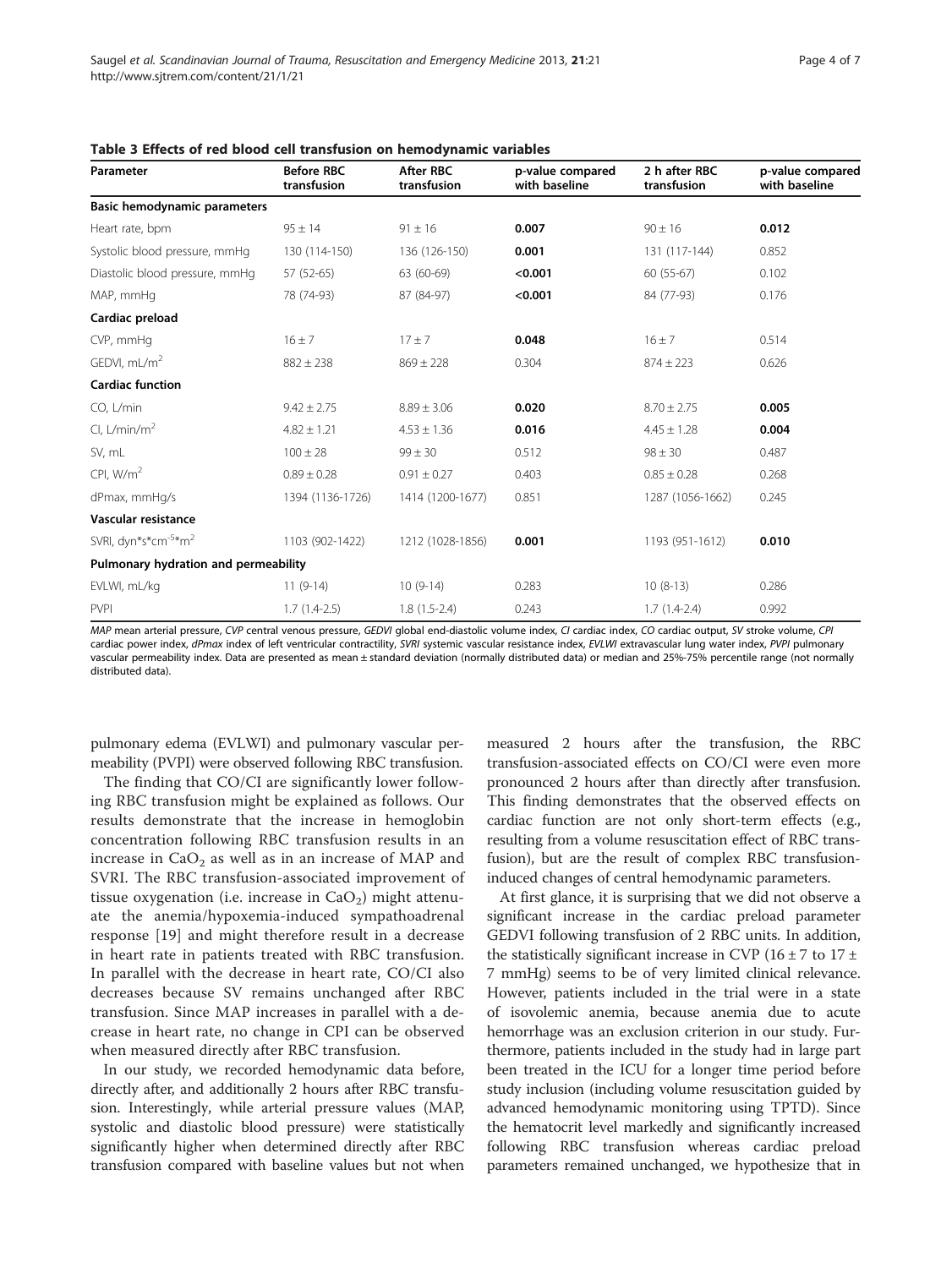**Table 3 Effects of red blood cell transfusion on hemodynamic variables**

| Parameter | Before RBC transfusion | After RBC transfusion | p-value compared with baseline | 2 h after RBC transfusion | p-value compared with baseline |
|---|---|---|---|---|---|
| **Basic hemodynamic parameters** | | | | | |
| Heart rate, bpm | 95 ± 14 | 91 ± 16 | **0.007** | 90 ± 16 | **0.012** |
| Systolic blood pressure, mmHg | 130 (114-150) | 136 (126-150) | **0.001** | 131 (117-144) | 0.852 |
| Diastolic blood pressure, mmHg | 57 (52-65) | 63 (60-69) | **<0.001** | 60 (55-67) | 0.102 |
| MAP, mmHg | 78 (74-93) | 87 (84-97) | **<0.001** | 84 (77-93) | 0.176 |
| **Cardiac preload** | | | | | |
| CVP, mmHg | 16 ± 7 | 17 ± 7 | **0.048** | 16 ± 7 | 0.514 |
| GEDVI, mL/m$^2$ | 882 ± 238 | 869 ± 228 | 0.304 | 874 ± 223 | 0.626 |
| **Cardiac function** | | | | | |
| CO, L/min | 9.42 ± 2.75 | 8.89 ± 3.06 | **0.020** | 8.70 ± 2.75 | **0.005** |
| CI, L/min/m$^2$ | 4.82 ± 1.21 | 4.53 ± 1.36 | **0.016** | 4.45 ± 1.28 | **0.004** |
| SV, mL | 100 ± 28 | 99 ± 30 | 0.512 | 98 ± 30 | 0.487 |
| CPI, W/m$^2$ | 0.89 ± 0.28 | 0.91 ± 0.27 | 0.403 | 0.85 ± 0.28 | 0.268 |
| dPmax, mmHg/s | 1394 (1136-1726) | 1414 (1200-1677) | 0.851 | 1287 (1056-1662) | 0.245 |
| **Vascular resistance** | | | | | |
| SVRI, dyn\*s\*cm$^{-5}$\*m$^2$ | 1103 (902-1422) | 1212 (1028-1856) | **0.001** | 1193 (951-1612) | **0.010** |
| **Pulmonary hydration and permeability** | | | | | |
| EVLWI, mL/kg | 11 (9-14) | 10 (9-14) | 0.283 | 10 (8-13) | 0.286 |
| PVPI | 1.7 (1.4-2.5) | 1.8 (1.5-2.4) | 0.243 | 1.7 (1.4-2.4) | 0.992 |

*MAP* mean arterial pressure, *CVP* central venous pressure, *GEDVI* global end-diastolic volume index, *CI* cardiac index, *CO* cardiac output, *SV* stroke volume, *CPI* cardiac power index, *dPmax* index of left ventricular contractility, *SVRI* systemic vascular resistance index, *EVLWI* extravascular lung water index, *PVPI* pulmonary vascular permeability index. Data are presented as mean ± standard deviation (normally distributed data) or median and 25%-75% percentile range (not normally distributed data).

pulmonary edema (EVLWI) and pulmonary vascular permeability (PVPI) were observed following RBC transfusion.

The finding that CO/CI are significantly lower following RBC transfusion might be explained as follows. Our results demonstrate that the increase in hemoglobin concentration following RBC transfusion results in an increase in $CaO_2$ as well as in an increase of MAP and SVRI. The RBC transfusion-associated improvement of tissue oxygenation (i.e. increase in $CaO_2$) might attenuate the anemia/hypoxemia-induced sympathoadrenal response [19] and might therefore result in a decrease in heart rate in patients treated with RBC transfusion. In parallel with the decrease in heart rate, CO/CI also decreases because SV remains unchanged after RBC transfusion. Since MAP increases in parallel with a decrease in heart rate, no change in CPI can be observed when measured directly after RBC transfusion.

In our study, we recorded hemodynamic data before, directly after, and additionally 2 hours after RBC transfusion. Interestingly, while arterial pressure values (MAP, systolic and diastolic blood pressure) were statistically significantly higher when determined directly after RBC transfusion compared with baseline values but not when measured 2 hours after the transfusion, the RBC transfusion-associated effects on CO/CI were even more pronounced 2 hours after than directly after transfusion. This finding demonstrates that the observed effects on cardiac function are not only short-term effects (e.g., resulting from a volume resuscitation effect of RBC transfusion), but are the result of complex RBC transfusion-induced changes of central hemodynamic parameters.

At first glance, it is surprising that we did not observe a significant increase in the cardiac preload parameter GEDVI following transfusion of 2 RBC units. In addition, the statistically significant increase in CVP (16 ± 7 to 17 ± 7 mmHg) seems to be of very limited clinical relevance. However, patients included in the trial were in a state of isovolemic anemia, because anemia due to acute hemorrhage was an exclusion criterion in our study. Furthermore, patients included in the study had in large part been treated in the ICU for a longer time period before study inclusion (including volume resuscitation guided by advanced hemodynamic monitoring using TPTD). Since the hematocrit level markedly and significantly increased following RBC transfusion whereas cardiac preload parameters remained unchanged, we hypothesize that in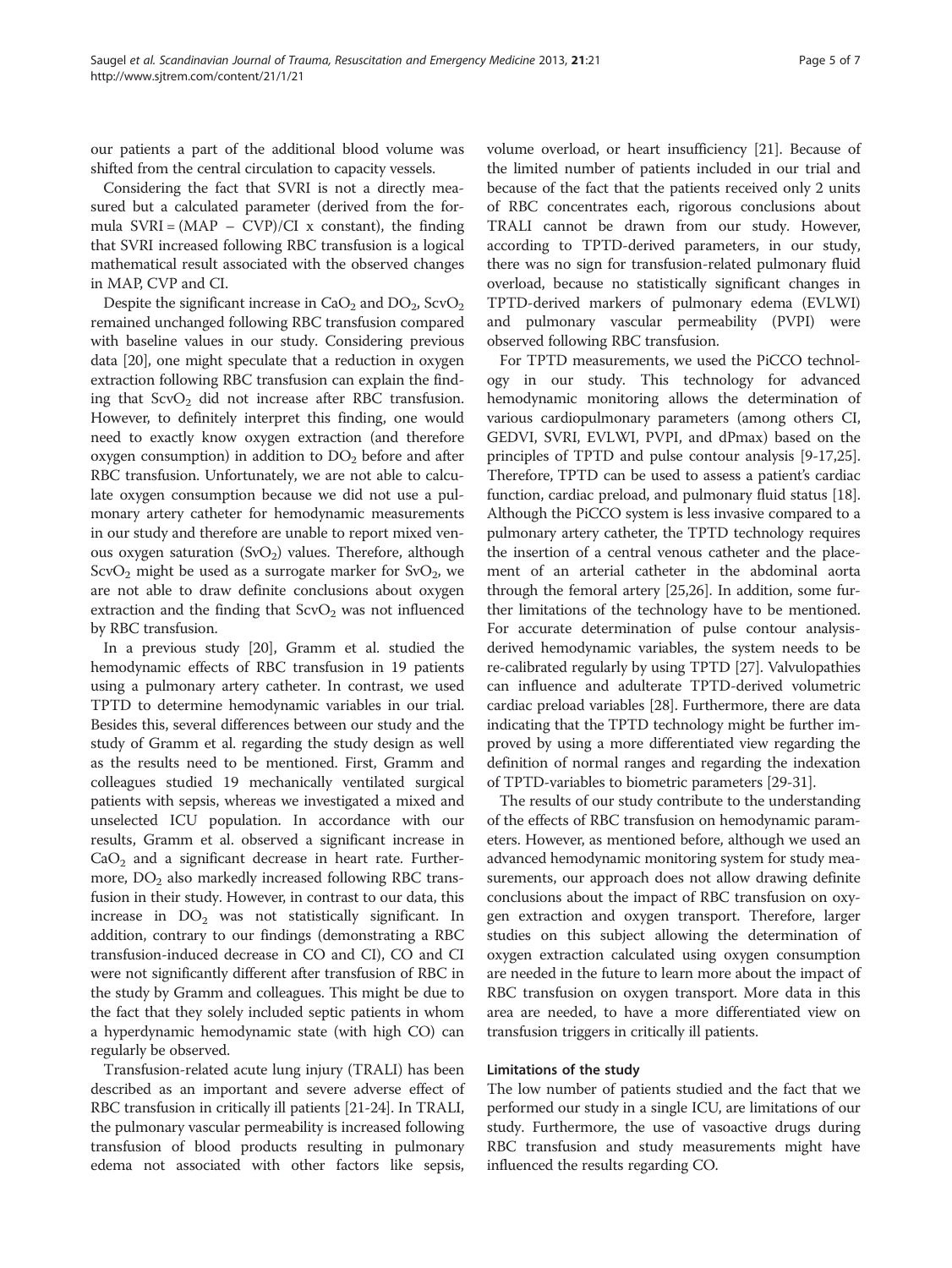our patients a part of the additional blood volume was shifted from the central circulation to capacity vessels.

Considering the fact that SVRI is not a directly measured but a calculated parameter (derived from the formula $SVRI = (MAP - CVP)/CI \times constant$), the finding that SVRI increased following RBC transfusion is a logical mathematical result associated with the observed changes in MAP, CVP and CI.

Despite the significant increase in $CaO_2$ and $DO_2$, $ScvO_2$ remained unchanged following RBC transfusion compared with baseline values in our study. Considering previous data [20], one might speculate that a reduction in oxygen extraction following RBC transfusion can explain the finding that $ScvO_2$ did not increase after RBC transfusion. However, to definitely interpret this finding, one would need to exactly know oxygen extraction (and therefore oxygen consumption) in addition to $DO_2$ before and after RBC transfusion. Unfortunately, we are not able to calculate oxygen consumption because we did not use a pulmonary artery catheter for hemodynamic measurements in our study and therefore are unable to report mixed venous oxygen saturation ($SvO_2$) values. Therefore, although $ScvO_2$ might be used as a surrogate marker for $SvO_2$, we are not able to draw definite conclusions about oxygen extraction and the finding that $ScvO_2$ was not influenced by RBC transfusion.

In a previous study [20], Gramm et al. studied the hemodynamic effects of RBC transfusion in 19 patients using a pulmonary artery catheter. In contrast, we used TPTD to determine hemodynamic variables in our trial. Besides this, several differences between our study and the study of Gramm et al. regarding the study design as well as the results need to be mentioned. First, Gramm and colleagues studied 19 mechanically ventilated surgical patients with sepsis, whereas we investigated a mixed and unselected ICU population. In accordance with our results, Gramm et al. observed a significant increase in $CaO_2$ and a significant decrease in heart rate. Furthermore, $DO_2$ also markedly increased following RBC transfusion in their study. However, in contrast to our data, this increase in $DO_2$ was not statistically significant. In addition, contrary to our findings (demonstrating a RBC transfusion-induced decrease in CO and CI), CO and CI were not significantly different after transfusion of RBC in the study by Gramm and colleagues. This might be due to the fact that they solely included septic patients in whom a hyperdynamic hemodynamic state (with high CO) can regularly be observed.

Transfusion-related acute lung injury (TRALI) has been described as an important and severe adverse effect of RBC transfusion in critically ill patients [21-24]. In TRALI, the pulmonary vascular permeability is increased following transfusion of blood products resulting in pulmonary edema not associated with other factors like sepsis, volume overload, or heart insufficiency [21]. Because of the limited number of patients included in our trial and because of the fact that the patients received only 2 units of RBC concentrates each, rigorous conclusions about TRALI cannot be drawn from our study. However, according to TPTD-derived parameters, in our study, there was no sign for transfusion-related pulmonary fluid overload, because no statistically significant changes in TPTD-derived markers of pulmonary edema (EVLWI) and pulmonary vascular permeability (PVPI) were observed following RBC transfusion.

For TPTD measurements, we used the PiCCO technology in our study. This technology for advanced hemodynamic monitoring allows the determination of various cardiopulmonary parameters (among others CI, GEDVI, SVRI, EVLWI, PVPI, and dPmax) based on the principles of TPTD and pulse contour analysis [9-17,25]. Therefore, TPTD can be used to assess a patient's cardiac function, cardiac preload, and pulmonary fluid status [18]. Although the PiCCO system is less invasive compared to a pulmonary artery catheter, the TPTD technology requires the insertion of a central venous catheter and the placement of an arterial catheter in the abdominal aorta through the femoral artery [25,26]. In addition, some further limitations of the technology have to be mentioned. For accurate determination of pulse contour analysis-derived hemodynamic variables, the system needs to be re-calibrated regularly by using TPTD [27]. Valvulopathies can influence and adulterate TPTD-derived volumetric cardiac preload variables [28]. Furthermore, there are data indicating that the TPTD technology might be further improved by using a more differentiated view regarding the definition of normal ranges and regarding the indexation of TPTD-variables to biometric parameters [29-31].

The results of our study contribute to the understanding of the effects of RBC transfusion on hemodynamic parameters. However, as mentioned before, although we used an advanced hemodynamic monitoring system for study measurements, our approach does not allow drawing definite conclusions about the impact of RBC transfusion on oxygen extraction and oxygen transport. Therefore, larger studies on this subject allowing the determination of oxygen extraction calculated using oxygen consumption are needed in the future to learn more about the impact of RBC transfusion on oxygen transport. More data in this area are needed, to have a more differentiated view on transfusion triggers in critically ill patients.

### Limitations of the study

The low number of patients studied and the fact that we performed our study in a single ICU, are limitations of our study. Furthermore, the use of vasoactive drugs during RBC transfusion and study measurements might have influenced the results regarding CO.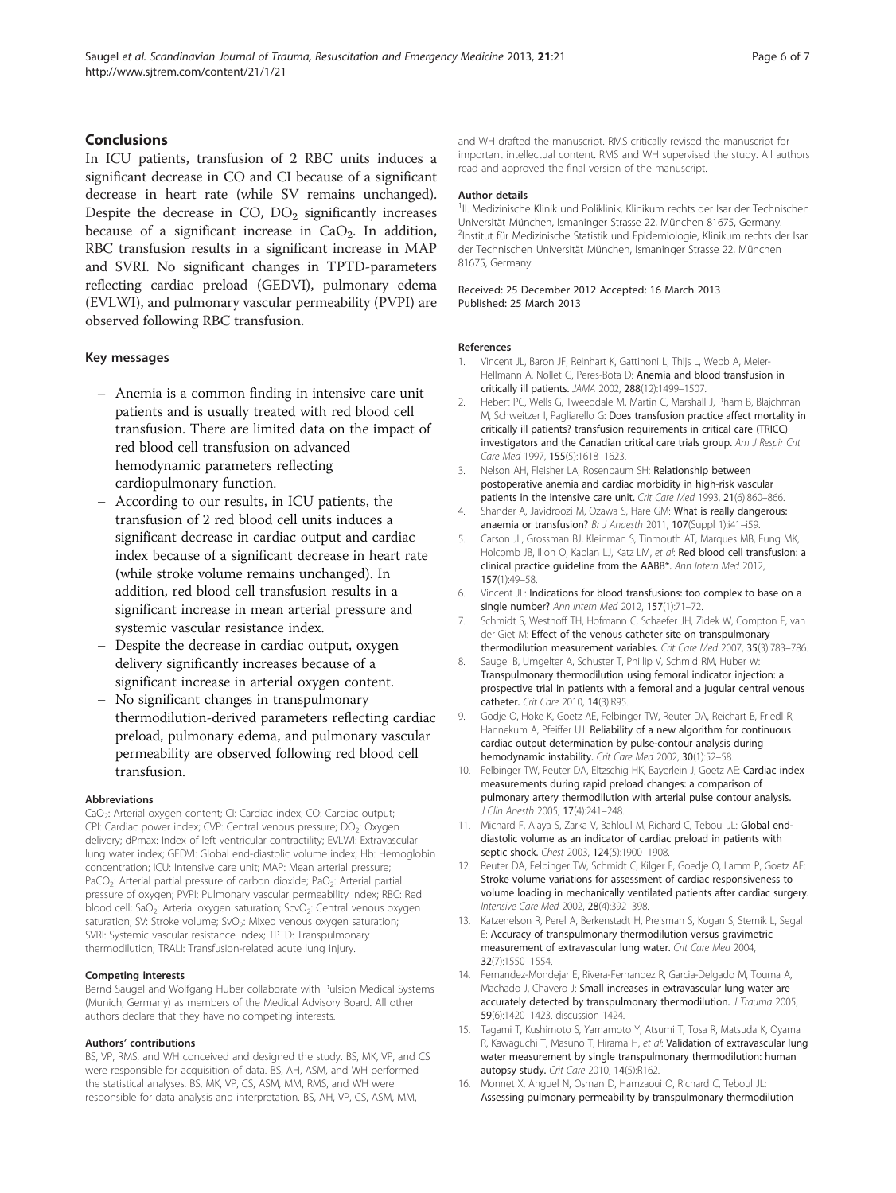## Conclusions

In ICU patients, transfusion of 2 RBC units induces a significant decrease in CO and CI because of a significant decrease in heart rate (while SV remains unchanged). Despite the decrease in CO, $DO_2$ significantly increases because of a significant increase in $CaO_2$. In addition, RBC transfusion results in a significant increase in MAP and SVRI. No significant changes in TPTD-parameters reflecting cardiac preload (GEDVI), pulmonary edema (EVLWI), and pulmonary vascular permeability (PVPI) are observed following RBC transfusion.

### Key messages

- Anemia is a common finding in intensive care unit patients and is usually treated with red blood cell transfusion. There are limited data on the impact of red blood cell transfusion on advanced hemodynamic parameters reflecting cardiopulmonary function.
- According to our results, in ICU patients, the transfusion of 2 red blood cell units induces a significant decrease in cardiac output and cardiac index because of a significant decrease in heart rate (while stroke volume remains unchanged). In addition, red blood cell transfusion results in a significant increase in mean arterial pressure and systemic vascular resistance index.
- Despite the decrease in cardiac output, oxygen delivery significantly increases because of a significant increase in arterial oxygen content.
- No significant changes in transpulmonary thermodilution-derived parameters reflecting cardiac preload, pulmonary edema, and pulmonary vascular permeability are observed following red blood cell transfusion.

#### Abbreviations

$CaO_2$: Arterial oxygen content; CI: Cardiac index; CO: Cardiac output; CPI: Cardiac power index; CVP: Central venous pressure; $DO_2$: Oxygen delivery; dPmax: Index of left ventricular contractility; EVLWI: Extravascular lung water index; GEDVI: Global end-diastolic volume index; Hb: Hemoglobin concentration; ICU: Intensive care unit; MAP: Mean arterial pressure; $PaCO_2$: Arterial partial pressure of carbon dioxide; $PaO_2$: Arterial partial pressure of oxygen; PVPI: Pulmonary vascular permeability index; RBC: Red blood cell; $SaO_2$: Arterial oxygen saturation; $ScvO_2$: Central venous oxygen saturation; SV: Stroke volume; $SvO_2$: Mixed venous oxygen saturation; SVRI: Systemic vascular resistance index; TPTD: Transpulmonary thermodilution; TRALI: Transfusion-related acute lung injury.

#### Competing interests

Bernd Saugel and Wolfgang Huber collaborate with Pulsion Medical Systems (Munich, Germany) as members of the Medical Advisory Board. All other authors declare that they have no competing interests.

#### Authors' contributions

BS, VP, RMS, and WH conceived and designed the study. BS, MK, VP, and CS were responsible for acquisition of data. BS, AH, ASM, and WH performed the statistical analyses. BS, MK, VP, CS, ASM, MM, RMS, and WH were responsible for data analysis and interpretation. BS, AH, VP, CS, ASM, MM, and WH drafted the manuscript. RMS critically revised the manuscript for important intellectual content. RMS and WH supervised the study. All authors read and approved the final version of the manuscript.

#### Author details

[1]II. Medizinische Klinik und Poliklinik, Klinikum rechts der Isar der Technischen Universität München, Ismaninger Strasse 22, München 81675, Germany. [2]Institut für Medizinische Statistik und Epidemiologie, Klinikum rechts der Isar der Technischen Universität München, Ismaninger Strasse 22, München 81675, Germany.

Received: 25 December 2012 Accepted: 16 March 2013
Published: 25 March 2013

#### References

1. Vincent JL, Baron JF, Reinhart K, Gattinoni L, Thijs L, Webb A, Meier-Hellmann A, Nollet G, Peres-Bota D: Anemia and blood transfusion in critically ill patients. *JAMA* 2002, **288**(12):1499–1507.
2. Hebert PC, Wells G, Tweeddale M, Martin C, Marshall J, Pham B, Blajchman M, Schweitzer I, Pagliarello G: Does transfusion practice affect mortality in critically ill patients? transfusion requirements in critical care (TRICC) investigators and the Canadian critical care trials group. *Am J Respir Crit Care Med* 1997, **155**(5):1618–1623.
3. Nelson AH, Fleisher LA, Rosenbaum SH: Relationship between postoperative anemia and cardiac morbidity in high-risk vascular patients in the intensive care unit. *Crit Care Med* 1993, **21**(6):860–866.
4. Shander A, Javidroozi M, Ozawa S, Hare GM: What is really dangerous: anaemia or transfusion? *Br J Anaesth* 2011, **107**(Suppl 1):i41–i59.
5. Carson JL, Grossman BJ, Kleinman S, Tinmouth AT, Marques MB, Fung MK, Holcomb JB, Illoh O, Kaplan LJ, Katz LM, *et al*: Red blood cell transfusion: a clinical practice guideline from the AABB*. *Ann Intern Med* 2012, **157**(1):49–58.
6. Vincent JL: Indications for blood transfusions: too complex to base on a single number? *Ann Intern Med* 2012, **157**(1):71–72.
7. Schmidt S, Westhoff TH, Hofmann C, Schaefer JH, Zidek W, Compton F, van der Giet M: Effect of the venous catheter site on transpulmonary thermodilution measurement variables. *Crit Care Med* 2007, **35**(3):783–786.
8. Saugel B, Umgelter A, Schuster T, Phillip V, Schmid RM, Huber W: Transpulmonary thermodilution using femoral indicator injection: a prospective trial in patients with a femoral and a jugular central venous catheter. *Crit Care* 2010, **14**(3):R95.
9. Godje O, Hoke K, Goetz AE, Felbinger TW, Reuter DA, Reichart B, Friedl R, Hannekum A, Pfeiffer UJ: Reliability of a new algorithm for continuous cardiac output determination by pulse-contour analysis during hemodynamic instability. *Crit Care Med* 2002, **30**(1):52–58.
10. Felbinger TW, Reuter DA, Eltzschig HK, Bayerlein J, Goetz AE: Cardiac index measurements during rapid preload changes: a comparison of pulmonary artery thermodilution with arterial pulse contour analysis. *J Clin Anesth* 2005, **17**(4):241–248.
11. Michard F, Alaya S, Zarka V, Bahloul M, Richard C, Teboul JL: Global end-diastolic volume as an indicator of cardiac preload in patients with septic shock. *Chest* 2003, **124**(5):1900–1908.
12. Reuter DA, Felbinger TW, Schmidt C, Kilger E, Goedje O, Lamm P, Goetz AE: Stroke volume variations for assessment of cardiac responsiveness to volume loading in mechanically ventilated patients after cardiac surgery. *Intensive Care Med* 2002, **28**(4):392–398.
13. Katzenelson R, Perel A, Berkenstadt H, Preisman S, Kogan S, Sternik L, Segal E: Accuracy of transpulmonary thermodilution versus gravimetric measurement of extravascular lung water. *Crit Care Med* 2004, **32**(7):1550–1554.
14. Fernandez-Mondejar E, Rivera-Fernandez R, Garcia-Delgado M, Touma A, Machado J, Chavero J: Small increases in extravascular lung water are accurately detected by transpulmonary thermodilution. *J Trauma* 2005, **59**(6):1420–1423. discussion 1424.
15. Tagami T, Kushimoto S, Yamamoto Y, Atsumi T, Tosa R, Matsuda K, Oyama R, Kawaguchi T, Masuno T, Hirama H, *et al*: Validation of extravascular lung water measurement by single transpulmonary thermodilution: human autopsy study. *Crit Care* 2010, **14**(5):R162.
16. Monnet X, Anguel N, Osman D, Hamzaoui O, Richard C, Teboul JL: Assessing pulmonary permeability by transpulmonary thermodilution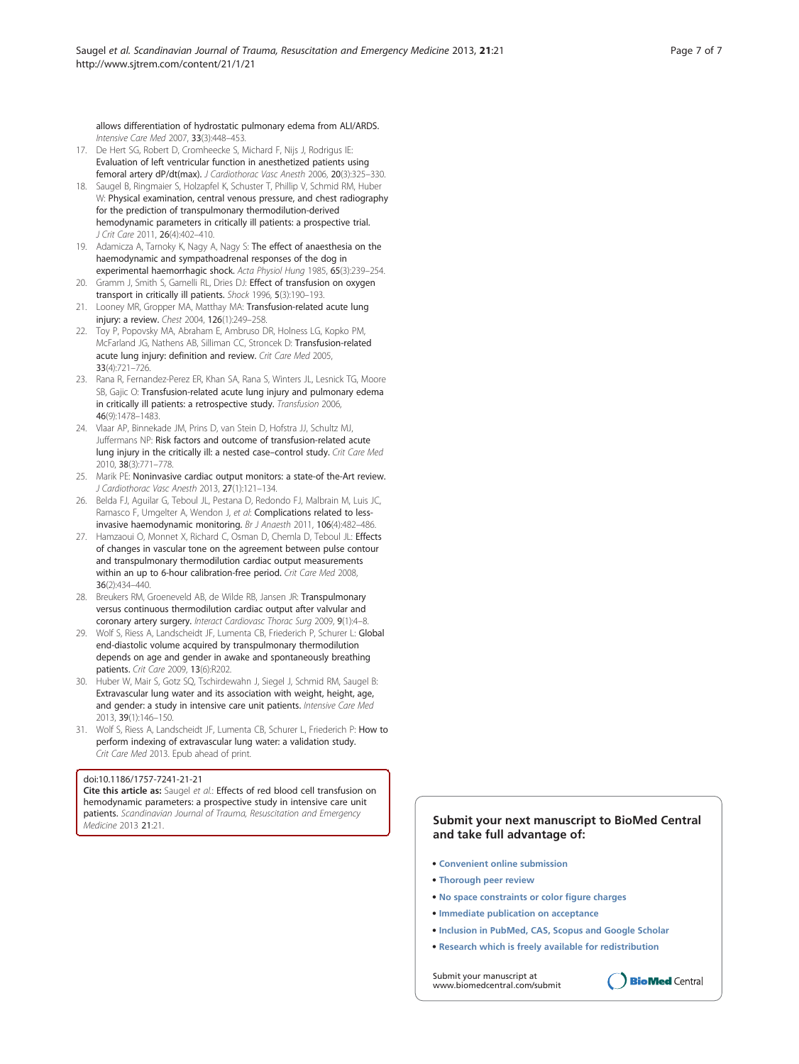allows differentiation of hydrostatic pulmonary edema from ALI/ARDS. *Intensive Care Med* 2007, **33**(3):448–453.

17. De Hert SG, Robert D, Cromheecke S, Michard F, Nijs J, Rodrigus IE: **Evaluation of left ventricular function in anesthetized patients using femoral artery dP/dt(max).** *J Cardiothorac Vasc Anesth* 2006, **20**(3):325–330.
18. Saugel B, Ringmaier S, Holzapfel K, Schuster T, Phillip V, Schmid RM, Huber W: **Physical examination, central venous pressure, and chest radiography for the prediction of transpulmonary thermodilution-derived hemodynamic parameters in critically ill patients: a prospective trial.** *J Crit Care* 2011, **26**(4):402–410.
19. Adamicza A, Tarnoky K, Nagy A, Nagy S: **The effect of anaesthesia on the haemodynamic and sympathoadrenal responses of the dog in experimental haemorrhagic shock.** *Acta Physiol Hung* 1985, **65**(3):239–254.
20. Gramm J, Smith S, Gamelli RL, Dries DJ: **Effect of transfusion on oxygen transport in critically ill patients.** *Shock* 1996, **5**(3):190–193.
21. Looney MR, Gropper MA, Matthay MA: **Transfusion-related acute lung injury: a review.** *Chest* 2004, **126**(1):249–258.
22. Toy P, Popovsky MA, Abraham E, Ambruso DR, Holness LG, Kopko PM, McFarland JG, Nathens AB, Silliman CC, Stroncek D: **Transfusion-related acute lung injury: definition and review.** *Crit Care Med* 2005, **33**(4):721–726.
23. Rana R, Fernandez-Perez ER, Khan SA, Rana S, Winters JL, Lesnick TG, Moore SB, Gajic O: **Transfusion-related acute lung injury and pulmonary edema in critically ill patients: a retrospective study.** *Transfusion* 2006, **46**(9):1478–1483.
24. Vlaar AP, Binnekade JM, Prins D, van Stein D, Hofstra JJ, Schultz MJ, Juffermans NP: **Risk factors and outcome of transfusion-related acute lung injury in the critically ill: a nested case–control study.** *Crit Care Med* 2010, **38**(3):771–778.
25. Marik PE: **Noninvasive cardiac output monitors: a state-of the-Art review.** *J Cardiothorac Vasc Anesth* 2013, **27**(1):121–134.
26. Belda FJ, Aguilar G, Teboul JL, Pestana D, Redondo FJ, Malbrain M, Luis JC, Ramasco F, Umgelter A, Wendon J, *et al*: **Complications related to less-invasive haemodynamic monitoring.** *Br J Anaesth* 2011, **106**(4):482–486.
27. Hamzaoui O, Monnet X, Richard C, Osman D, Chemla D, Teboul JL: **Effects of changes in vascular tone on the agreement between pulse contour and transpulmonary thermodilution cardiac output measurements within an up to 6-hour calibration-free period.** *Crit Care Med* 2008, **36**(2):434–440.
28. Breukers RM, Groeneveld AB, de Wilde RB, Jansen JR: **Transpulmonary versus continuous thermodilution cardiac output after valvular and coronary artery surgery.** *Interact Cardiovasc Thorac Surg* 2009, **9**(1):4–8.
29. Wolf S, Riess A, Landscheidt JF, Lumenta CB, Friederich P, Schurer L: **Global end-diastolic volume acquired by transpulmonary thermodilution depends on age and gender in awake and spontaneously breathing patients.** *Crit Care* 2009, **13**(6):R202.
30. Huber W, Mair S, Gotz SQ, Tschirdewahn J, Siegel J, Schmid RM, Saugel B: **Extravascular lung water and its association with weight, height, age, and gender: a study in intensive care unit patients.** *Intensive Care Med* 2013, **39**(1):146–150.
31. Wolf S, Riess A, Landscheidt JF, Lumenta CB, Schurer L, Friederich P: **How to perform indexing of extravascular lung water: a validation study.** *Crit Care Med* 2013. Epub ahead of print.

doi:10.1186/1757-7241-21-21

**Cite this article as:** Saugel *et al.*: Effects of red blood cell transfusion on hemodynamic parameters: a prospective study in intensive care unit patients. *Scandinavian Journal of Trauma, Resuscitation and Emergency Medicine* 2013 **21**:21.

**Submit your next manuscript to BioMed Central and take full advantage of:**

- **Convenient online submission**
- **Thorough peer review**
- **No space constraints or color figure charges**
- **Immediate publication on acceptance**
- **Inclusion in PubMed, CAS, Scopus and Google Scholar**
- **Research which is freely available for redistribution**

Submit your manuscript at www.biomedcentral.com/submit

BioMed Central